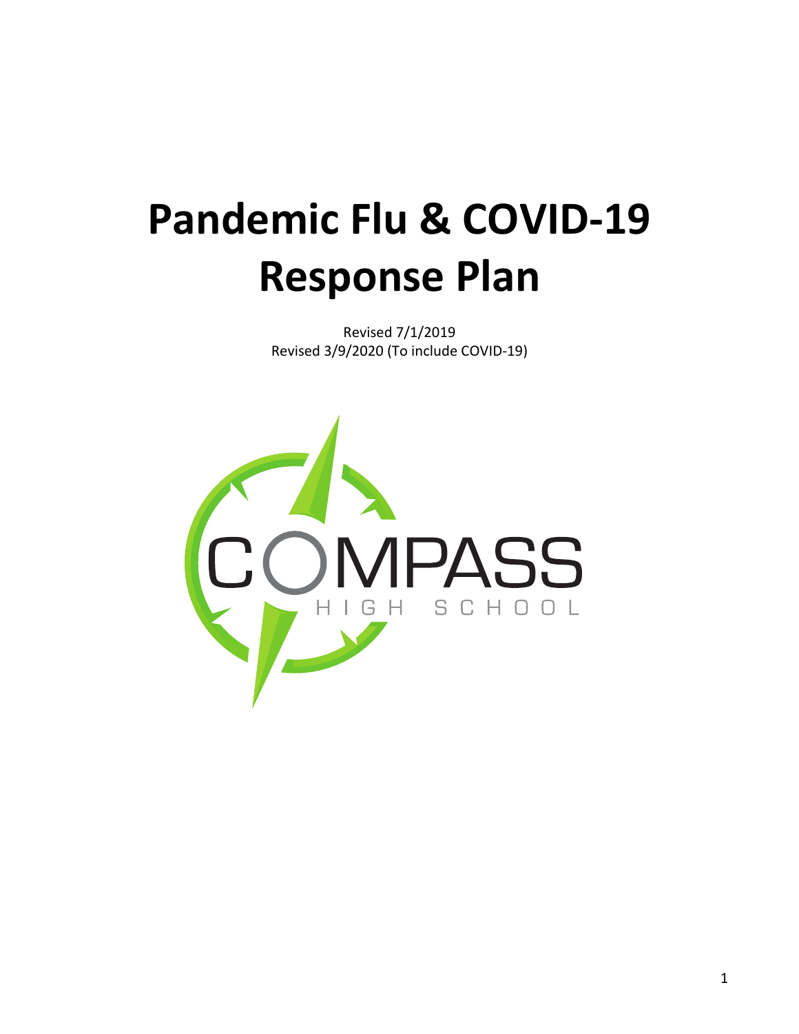# Pandemic Flu & COVID-19 Response Plan

Revised 7/1/2019
Revised 3/9/2020 (To include COVID-19)

COMPASS
HIGH SCHOOL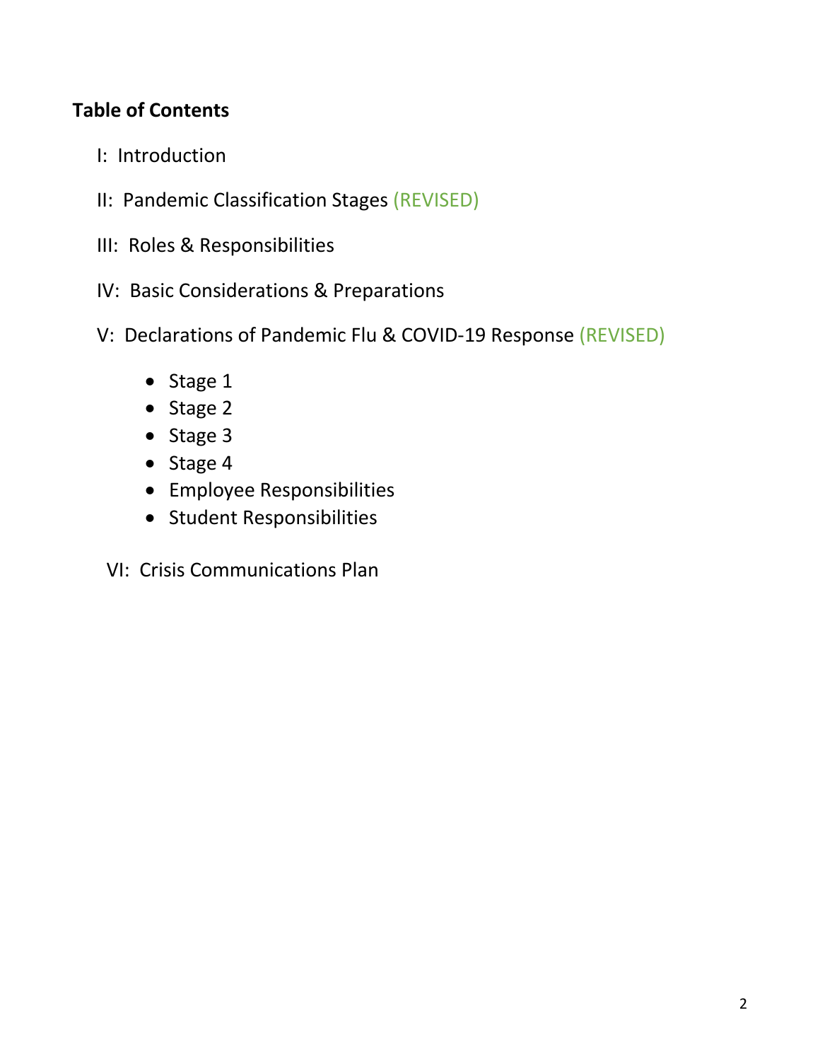**Table of Contents**

I: Introduction

II: Pandemic Classification Stages (REVISED)

III: Roles & Responsibilities

IV: Basic Considerations & Preparations

V: Declarations of Pandemic Flu & COVID-19 Response (REVISED)

- Stage 1
- Stage 2
- Stage 3
- Stage 4
- Employee Responsibilities
- Student Responsibilities

VI: Crisis Communications Plan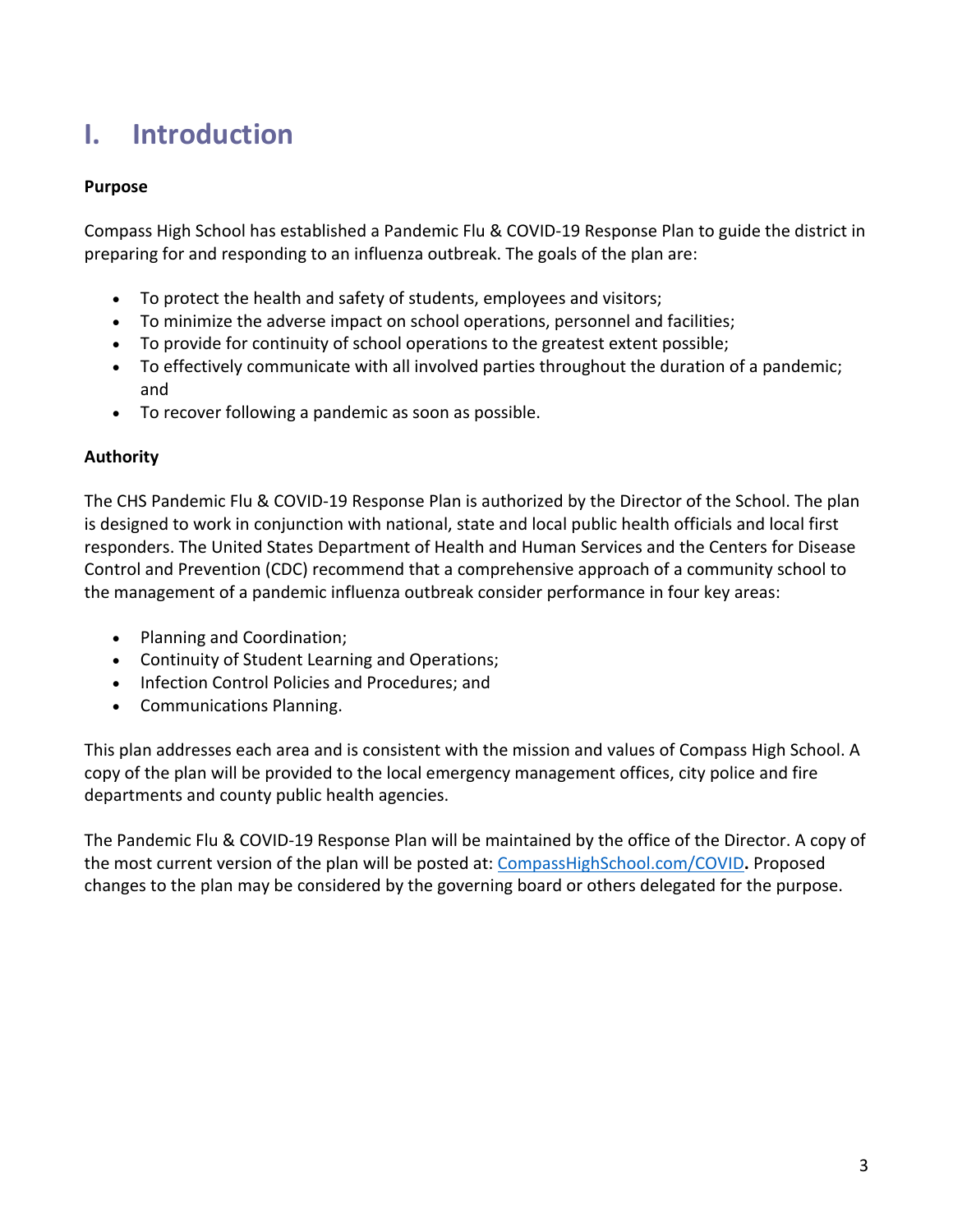# I. Introduction

**Purpose**

Compass High School has established a Pandemic Flu & COVID-19 Response Plan to guide the district in preparing for and responding to an influenza outbreak. The goals of the plan are:

- To protect the health and safety of students, employees and visitors;
- To minimize the adverse impact on school operations, personnel and facilities;
- To provide for continuity of school operations to the greatest extent possible;
- To effectively communicate with all involved parties throughout the duration of a pandemic; and
- To recover following a pandemic as soon as possible.

**Authority**

The CHS Pandemic Flu & COVID-19 Response Plan is authorized by the Director of the School. The plan is designed to work in conjunction with national, state and local public health officials and local first responders. The United States Department of Health and Human Services and the Centers for Disease Control and Prevention (CDC) recommend that a comprehensive approach of a community school to the management of a pandemic influenza outbreak consider performance in four key areas:

- Planning and Coordination;
- Continuity of Student Learning and Operations;
- Infection Control Policies and Procedures; and
- Communications Planning.

This plan addresses each area and is consistent with the mission and values of Compass High School. A copy of the plan will be provided to the local emergency management offices, city police and fire departments and county public health agencies.

The Pandemic Flu & COVID-19 Response Plan will be maintained by the office of the Director. A copy of the most current version of the plan will be posted at: [CompassHighSchool.com/COVID](CompassHighSchool.com/COVID)**.** Proposed changes to the plan may be considered by the governing board or others delegated for the purpose.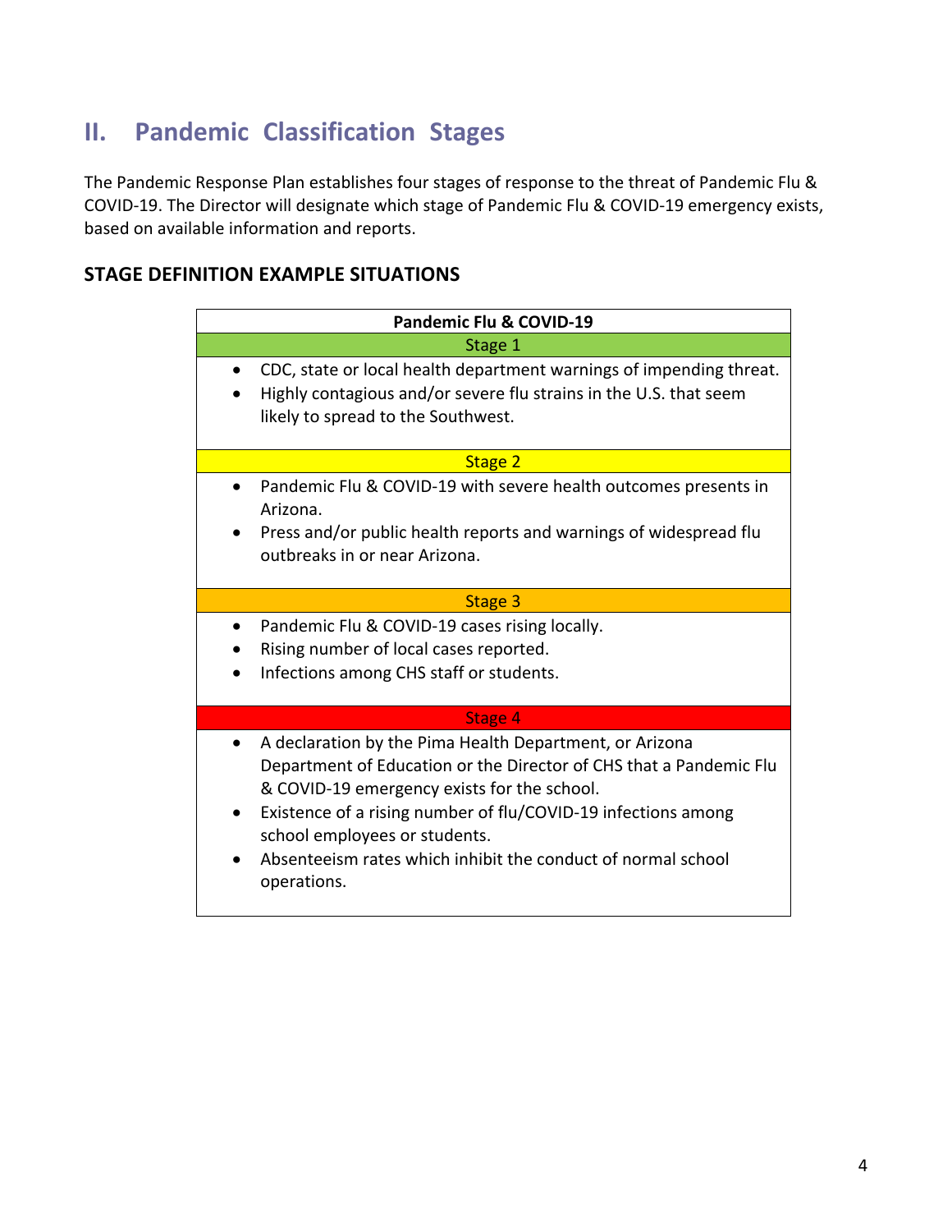## II. Pandemic Classification Stages

The Pandemic Response Plan establishes four stages of response to the threat of Pandemic Flu & COVID-19. The Director will designate which stage of Pandemic Flu & COVID-19 emergency exists, based on available information and reports.

### STAGE DEFINITION EXAMPLE SITUATIONS

| Pandemic Flu & COVID-19 |
|---|
| Stage 1 |
| • CDC, state or local health department warnings of impending threat.<br>• Highly contagious and/or severe flu strains in the U.S. that seem likely to spread to the Southwest. |
| Stage 2 |
| • Pandemic Flu & COVID-19 with severe health outcomes presents in Arizona.<br>• Press and/or public health reports and warnings of widespread flu outbreaks in or near Arizona. |
| Stage 3 |
| • Pandemic Flu & COVID-19 cases rising locally.<br>• Rising number of local cases reported.<br>• Infections among CHS staff or students. |
| Stage 4 |
| • A declaration by the Pima Health Department, or Arizona Department of Education or the Director of CHS that a Pandemic Flu & COVID-19 emergency exists for the school.<br>• Existence of a rising number of flu/COVID-19 infections among school employees or students.<br>• Absenteeism rates which inhibit the conduct of normal school operations. |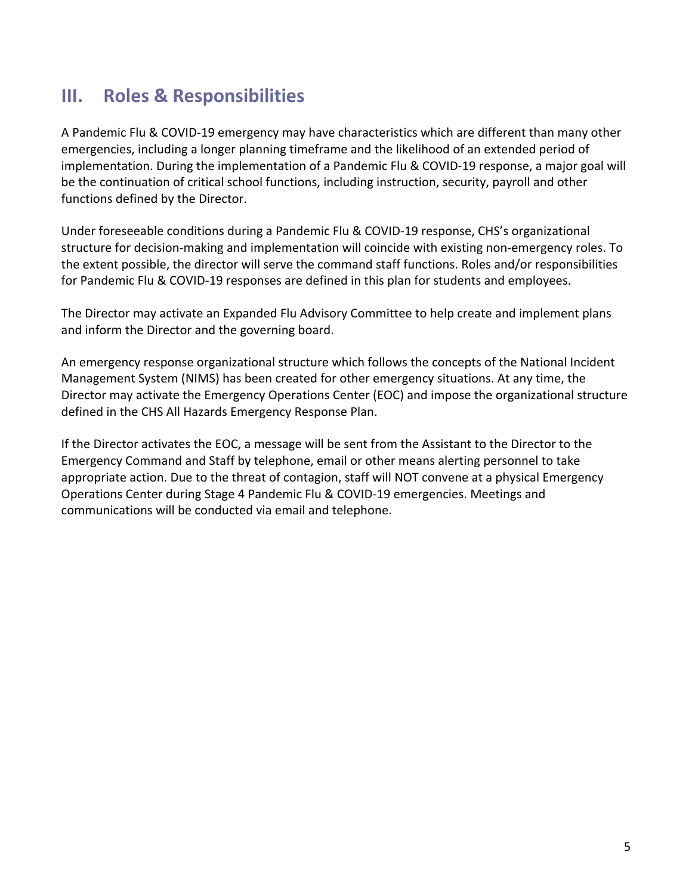## III. Roles & Responsibilities

A Pandemic Flu & COVID-19 emergency may have characteristics which are different than many other emergencies, including a longer planning timeframe and the likelihood of an extended period of implementation. During the implementation of a Pandemic Flu & COVID-19 response, a major goal will be the continuation of critical school functions, including instruction, security, payroll and other functions defined by the Director.

Under foreseeable conditions during a Pandemic Flu & COVID-19 response, CHS's organizational structure for decision-making and implementation will coincide with existing non-emergency roles. To the extent possible, the director will serve the command staff functions. Roles and/or responsibilities for Pandemic Flu & COVID-19 responses are defined in this plan for students and employees.

The Director may activate an Expanded Flu Advisory Committee to help create and implement plans and inform the Director and the governing board.

An emergency response organizational structure which follows the concepts of the National Incident Management System (NIMS) has been created for other emergency situations. At any time, the Director may activate the Emergency Operations Center (EOC) and impose the organizational structure defined in the CHS All Hazards Emergency Response Plan.

If the Director activates the EOC, a message will be sent from the Assistant to the Director to the Emergency Command and Staff by telephone, email or other means alerting personnel to take appropriate action. Due to the threat of contagion, staff will NOT convene at a physical Emergency Operations Center during Stage 4 Pandemic Flu & COVID-19 emergencies. Meetings and communications will be conducted via email and telephone.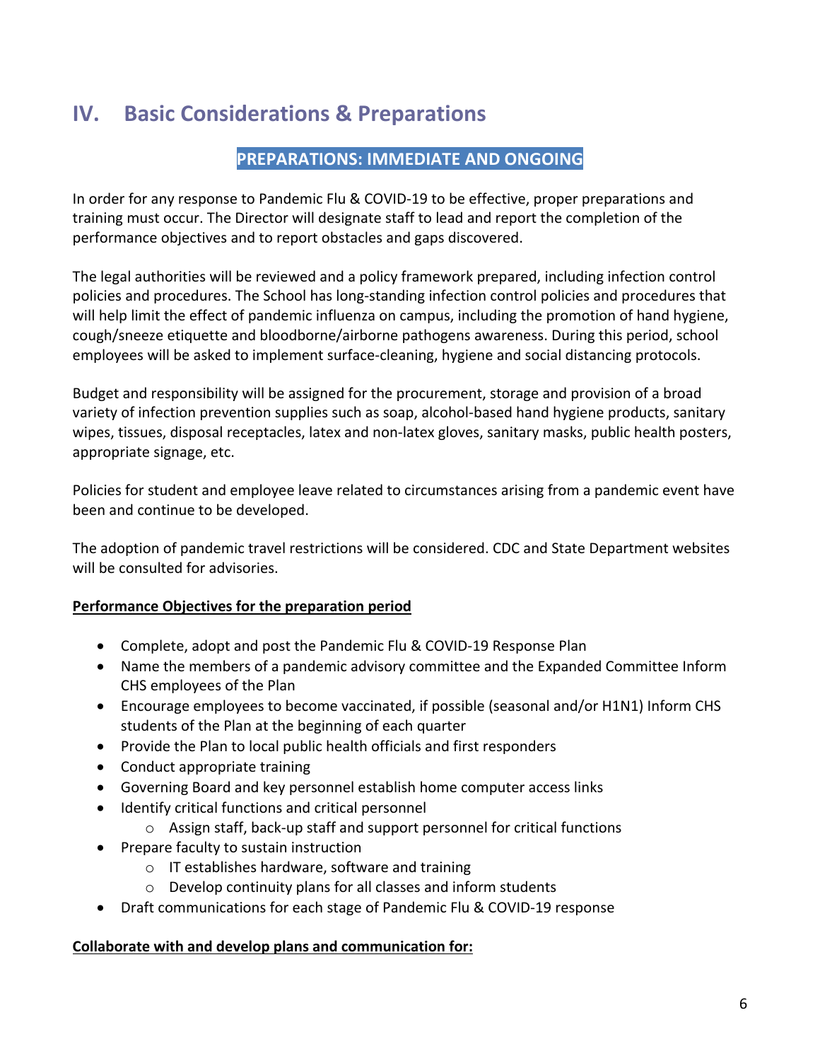# IV. Basic Considerations & Preparations

## PREPARATIONS: IMMEDIATE AND ONGOING

In order for any response to Pandemic Flu & COVID-19 to be effective, proper preparations and training must occur. The Director will designate staff to lead and report the completion of the performance objectives and to report obstacles and gaps discovered.

The legal authorities will be reviewed and a policy framework prepared, including infection control policies and procedures. The School has long-standing infection control policies and procedures that will help limit the effect of pandemic influenza on campus, including the promotion of hand hygiene, cough/sneeze etiquette and bloodborne/airborne pathogens awareness. During this period, school employees will be asked to implement surface-cleaning, hygiene and social distancing protocols.

Budget and responsibility will be assigned for the procurement, storage and provision of a broad variety of infection prevention supplies such as soap, alcohol-based hand hygiene products, sanitary wipes, tissues, disposal receptacles, latex and non-latex gloves, sanitary masks, public health posters, appropriate signage, etc.

Policies for student and employee leave related to circumstances arising from a pandemic event have been and continue to be developed.

The adoption of pandemic travel restrictions will be considered. CDC and State Department websites will be consulted for advisories.

**Performance Objectives for the preparation period**

- Complete, adopt and post the Pandemic Flu & COVID-19 Response Plan
- Name the members of a pandemic advisory committee and the Expanded Committee Inform CHS employees of the Plan
- Encourage employees to become vaccinated, if possible (seasonal and/or H1N1) Inform CHS students of the Plan at the beginning of each quarter
- Provide the Plan to local public health officials and first responders
- Conduct appropriate training
- Governing Board and key personnel establish home computer access links
- Identify critical functions and critical personnel
  - Assign staff, back-up staff and support personnel for critical functions
- Prepare faculty to sustain instruction
  - IT establishes hardware, software and training
  - Develop continuity plans for all classes and inform students
- Draft communications for each stage of Pandemic Flu & COVID-19 response

**Collaborate with and develop plans and communication for:**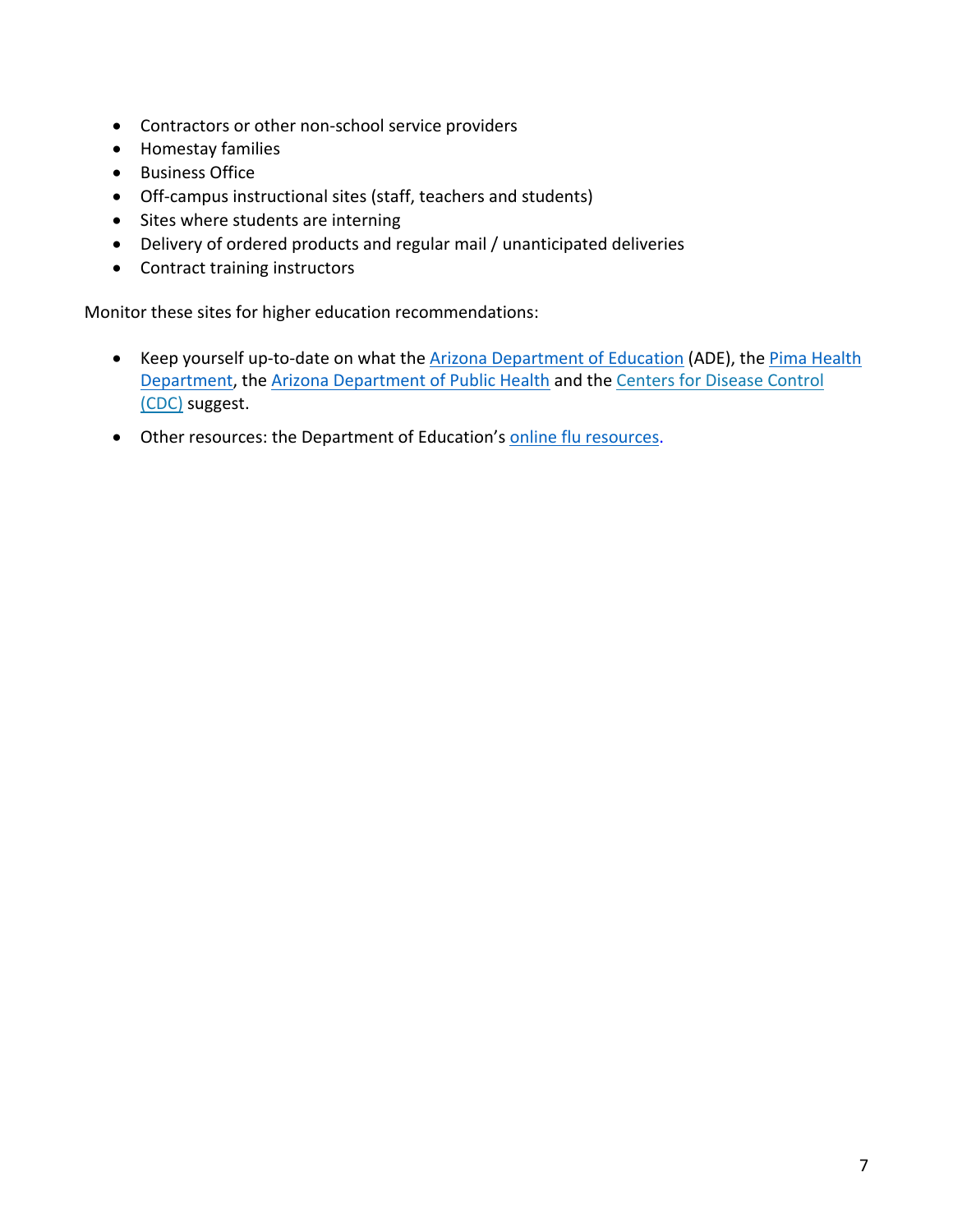- Contractors or other non-school service providers
- Homestay families
- Business Office
- Off-campus instructional sites (staff, teachers and students)
- Sites where students are interning
- Delivery of ordered products and regular mail / unanticipated deliveries
- Contract training instructors

Monitor these sites for higher education recommendations:

- Keep yourself up-to-date on what the Arizona Department of Education (ADE), the Pima Health Department, the Arizona Department of Public Health and the Centers for Disease Control (CDC) suggest.

- Other resources: the Department of Education's online flu resources.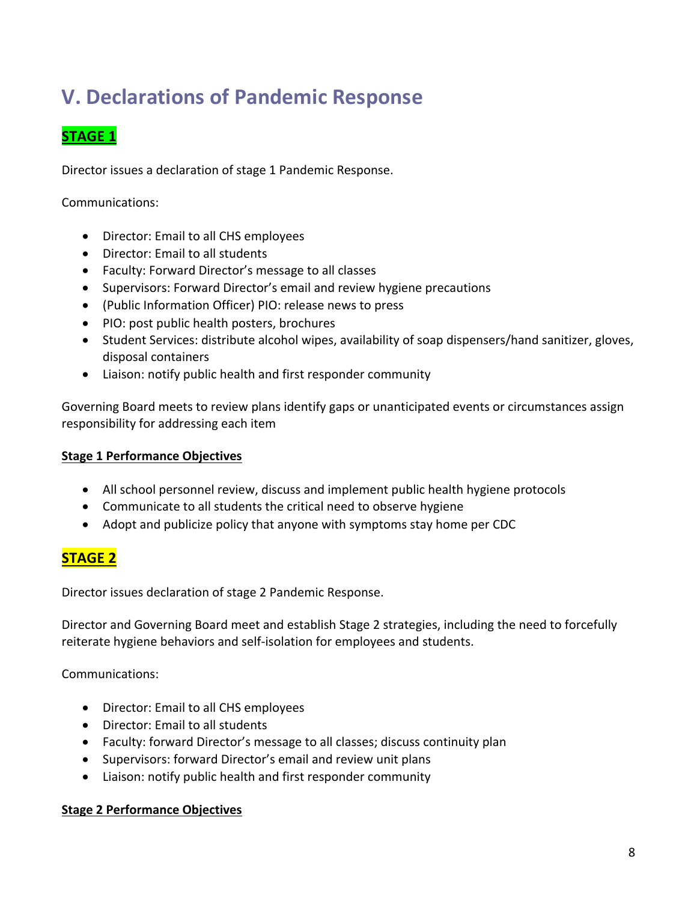# V. Declarations of Pandemic Response

## STAGE 1

Director issues a declaration of stage 1 Pandemic Response.

Communications:

- Director: Email to all CHS employees
- Director: Email to all students
- Faculty: Forward Director's message to all classes
- Supervisors: Forward Director's email and review hygiene precautions
- (Public Information Officer) PIO: release news to press
- PIO: post public health posters, brochures
- Student Services: distribute alcohol wipes, availability of soap dispensers/hand sanitizer, gloves, disposal containers
- Liaison: notify public health and first responder community

Governing Board meets to review plans identify gaps or unanticipated events or circumstances assign responsibility for addressing each item

**Stage 1 Performance Objectives**

- All school personnel review, discuss and implement public health hygiene protocols
- Communicate to all students the critical need to observe hygiene
- Adopt and publicize policy that anyone with symptoms stay home per CDC

## STAGE 2

Director issues declaration of stage 2 Pandemic Response.

Director and Governing Board meet and establish Stage 2 strategies, including the need to forcefully reiterate hygiene behaviors and self-isolation for employees and students.

Communications:

- Director: Email to all CHS employees
- Director: Email to all students
- Faculty: forward Director's message to all classes; discuss continuity plan
- Supervisors: forward Director's email and review unit plans
- Liaison: notify public health and first responder community

**Stage 2 Performance Objectives**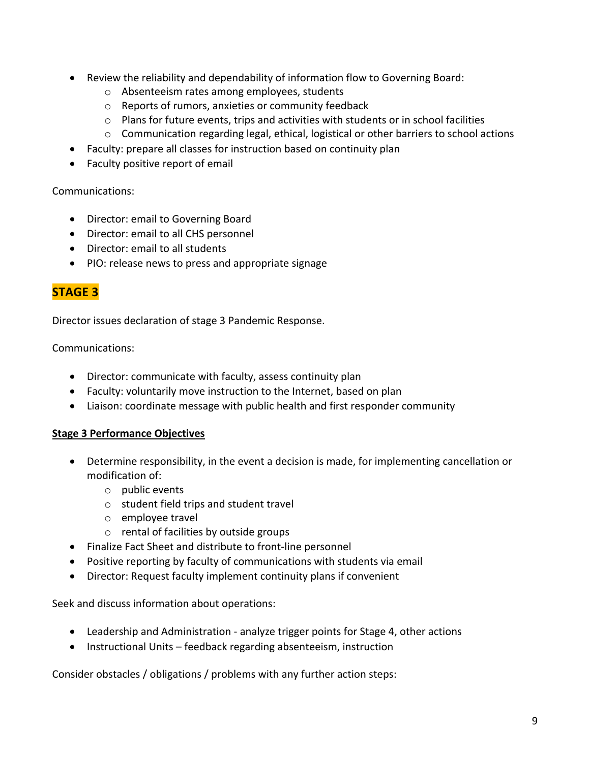- Review the reliability and dependability of information flow to Governing Board:
  - Absenteeism rates among employees, students
  - Reports of rumors, anxieties or community feedback
  - Plans for future events, trips and activities with students or in school facilities
  - Communication regarding legal, ethical, logistical or other barriers to school actions
- Faculty: prepare all classes for instruction based on continuity plan
- Faculty positive report of email

Communications:

- Director: email to Governing Board
- Director: email to all CHS personnel
- Director: email to all students
- PIO: release news to press and appropriate signage

## STAGE 3

Director issues declaration of stage 3 Pandemic Response.

Communications:

- Director: communicate with faculty, assess continuity plan
- Faculty: voluntarily move instruction to the Internet, based on plan
- Liaison: coordinate message with public health and first responder community

**Stage 3 Performance Objectives**

- Determine responsibility, in the event a decision is made, for implementing cancellation or modification of:
  - public events
  - student field trips and student travel
  - employee travel
  - rental of facilities by outside groups
- Finalize Fact Sheet and distribute to front-line personnel
- Positive reporting by faculty of communications with students via email
- Director: Request faculty implement continuity plans if convenient

Seek and discuss information about operations:

- Leadership and Administration - analyze trigger points for Stage 4, other actions
- Instructional Units – feedback regarding absenteeism, instruction

Consider obstacles / obligations / problems with any further action steps: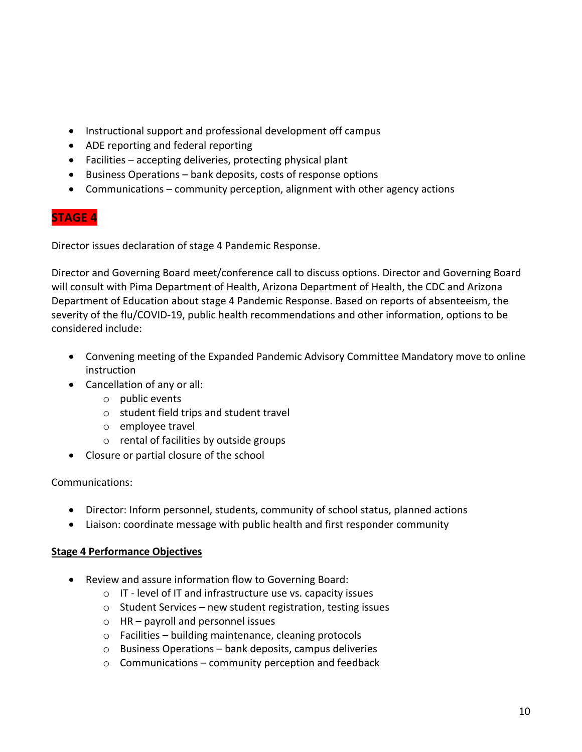- Instructional support and professional development off campus
- ADE reporting and federal reporting
- Facilities – accepting deliveries, protecting physical plant
- Business Operations – bank deposits, costs of response options
- Communications – community perception, alignment with other agency actions

## STAGE 4

Director issues declaration of stage 4 Pandemic Response.

Director and Governing Board meet/conference call to discuss options. Director and Governing Board will consult with Pima Department of Health, Arizona Department of Health, the CDC and Arizona Department of Education about stage 4 Pandemic Response. Based on reports of absenteeism, the severity of the flu/COVID-19, public health recommendations and other information, options to be considered include:

- Convening meeting of the Expanded Pandemic Advisory Committee Mandatory move to online instruction
- Cancellation of any or all:
  - public events
  - student field trips and student travel
  - employee travel
  - rental of facilities by outside groups
- Closure or partial closure of the school

Communications:

- Director: Inform personnel, students, community of school status, planned actions
- Liaison: coordinate message with public health and first responder community

**Stage 4 Performance Objectives**

- Review and assure information flow to Governing Board:
  - IT - level of IT and infrastructure use vs. capacity issues
  - Student Services – new student registration, testing issues
  - HR – payroll and personnel issues
  - Facilities – building maintenance, cleaning protocols
  - Business Operations – bank deposits, campus deliveries
  - Communications – community perception and feedback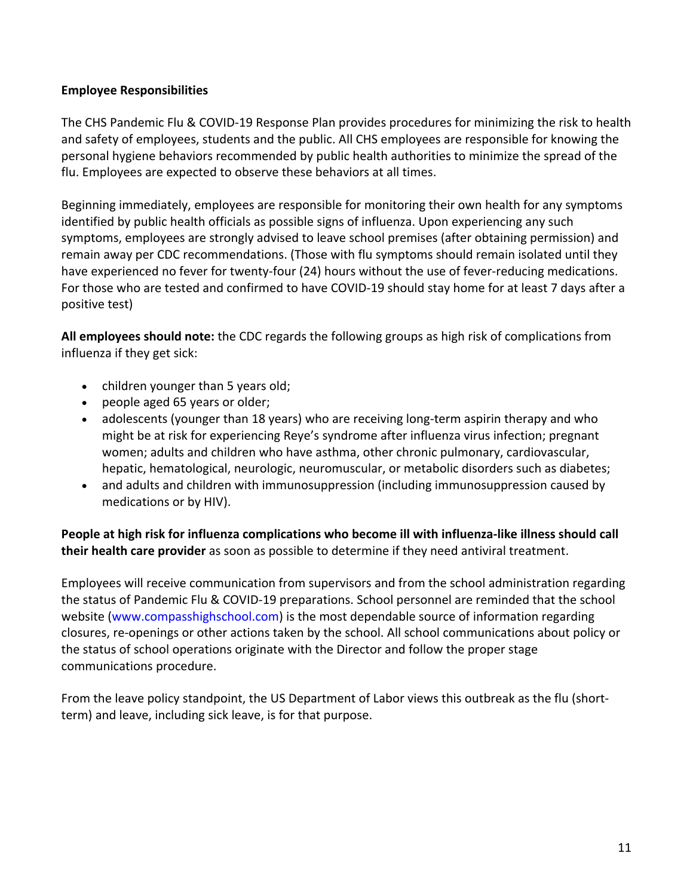**Employee Responsibilities**

The CHS Pandemic Flu & COVID-19 Response Plan provides procedures for minimizing the risk to health and safety of employees, students and the public. All CHS employees are responsible for knowing the personal hygiene behaviors recommended by public health authorities to minimize the spread of the flu. Employees are expected to observe these behaviors at all times.

Beginning immediately, employees are responsible for monitoring their own health for any symptoms identified by public health officials as possible signs of influenza. Upon experiencing any such symptoms, employees are strongly advised to leave school premises (after obtaining permission) and remain away per CDC recommendations. (Those with flu symptoms should remain isolated until they have experienced no fever for twenty-four (24) hours without the use of fever-reducing medications. For those who are tested and confirmed to have COVID-19 should stay home for at least 7 days after a positive test)

**All employees should note:** the CDC regards the following groups as high risk of complications from influenza if they get sick:

- children younger than 5 years old;
- people aged 65 years or older;
- adolescents (younger than 18 years) who are receiving long-term aspirin therapy and who might be at risk for experiencing Reye's syndrome after influenza virus infection; pregnant women; adults and children who have asthma, other chronic pulmonary, cardiovascular, hepatic, hematological, neurologic, neuromuscular, or metabolic disorders such as diabetes;
- and adults and children with immunosuppression (including immunosuppression caused by medications or by HIV).

**People at high risk for influenza complications who become ill with influenza-like illness should call their health care provider** as soon as possible to determine if they need antiviral treatment.

Employees will receive communication from supervisors and from the school administration regarding the status of Pandemic Flu & COVID-19 preparations. School personnel are reminded that the school website (www.compasshighschool.com) is the most dependable source of information regarding closures, re-openings or other actions taken by the school. All school communications about policy or the status of school operations originate with the Director and follow the proper stage communications procedure.

From the leave policy standpoint, the US Department of Labor views this outbreak as the flu (short-term) and leave, including sick leave, is for that purpose.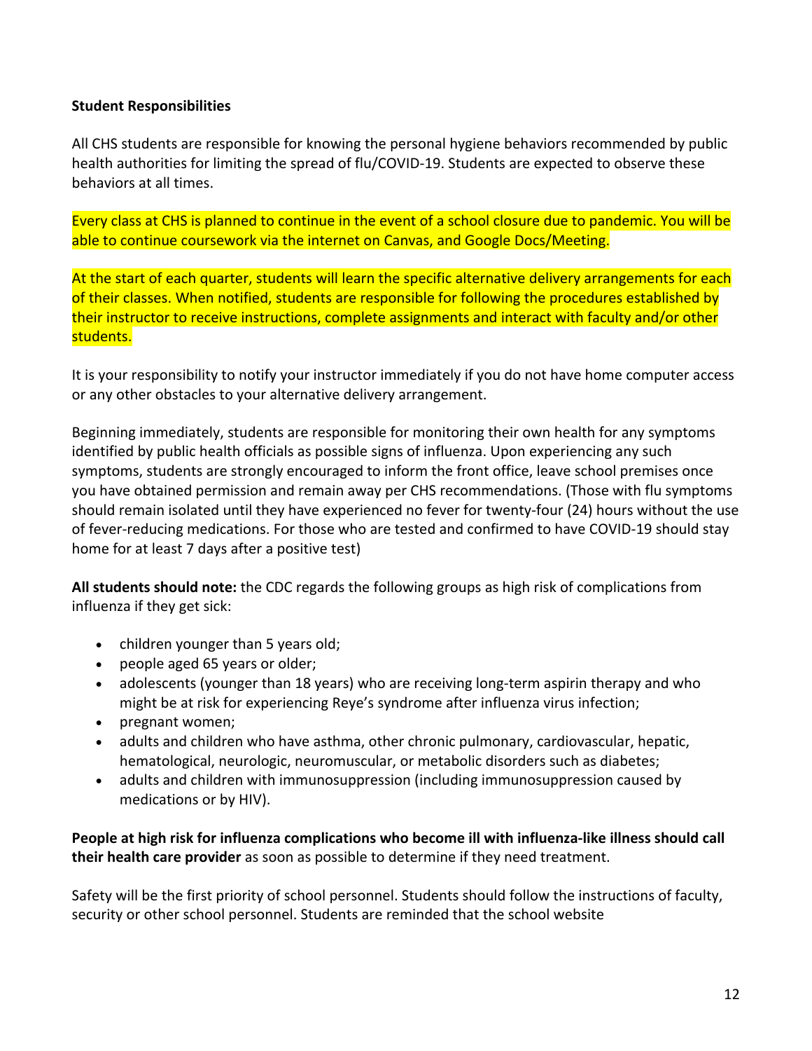**Student Responsibilities**

All CHS students are responsible for knowing the personal hygiene behaviors recommended by public health authorities for limiting the spread of flu/COVID-19. Students are expected to observe these behaviors at all times.

Every class at CHS is planned to continue in the event of a school closure due to pandemic. You will be able to continue coursework via the internet on Canvas, and Google Docs/Meeting.

At the start of each quarter, students will learn the specific alternative delivery arrangements for each of their classes. When notified, students are responsible for following the procedures established by their instructor to receive instructions, complete assignments and interact with faculty and/or other students.

It is your responsibility to notify your instructor immediately if you do not have home computer access or any other obstacles to your alternative delivery arrangement.

Beginning immediately, students are responsible for monitoring their own health for any symptoms identified by public health officials as possible signs of influenza. Upon experiencing any such symptoms, students are strongly encouraged to inform the front office, leave school premises once you have obtained permission and remain away per CHS recommendations. (Those with flu symptoms should remain isolated until they have experienced no fever for twenty-four (24) hours without the use of fever-reducing medications. For those who are tested and confirmed to have COVID-19 should stay home for at least 7 days after a positive test)

**All students should note:** the CDC regards the following groups as high risk of complications from influenza if they get sick:

- children younger than 5 years old;
- people aged 65 years or older;
- adolescents (younger than 18 years) who are receiving long-term aspirin therapy and who might be at risk for experiencing Reye's syndrome after influenza virus infection;
- pregnant women;
- adults and children who have asthma, other chronic pulmonary, cardiovascular, hepatic, hematological, neurologic, neuromuscular, or metabolic disorders such as diabetes;
- adults and children with immunosuppression (including immunosuppression caused by medications or by HIV).

**People at high risk for influenza complications who become ill with influenza-like illness should call their health care provider** as soon as possible to determine if they need treatment.

Safety will be the first priority of school personnel. Students should follow the instructions of faculty, security or other school personnel. Students are reminded that the school website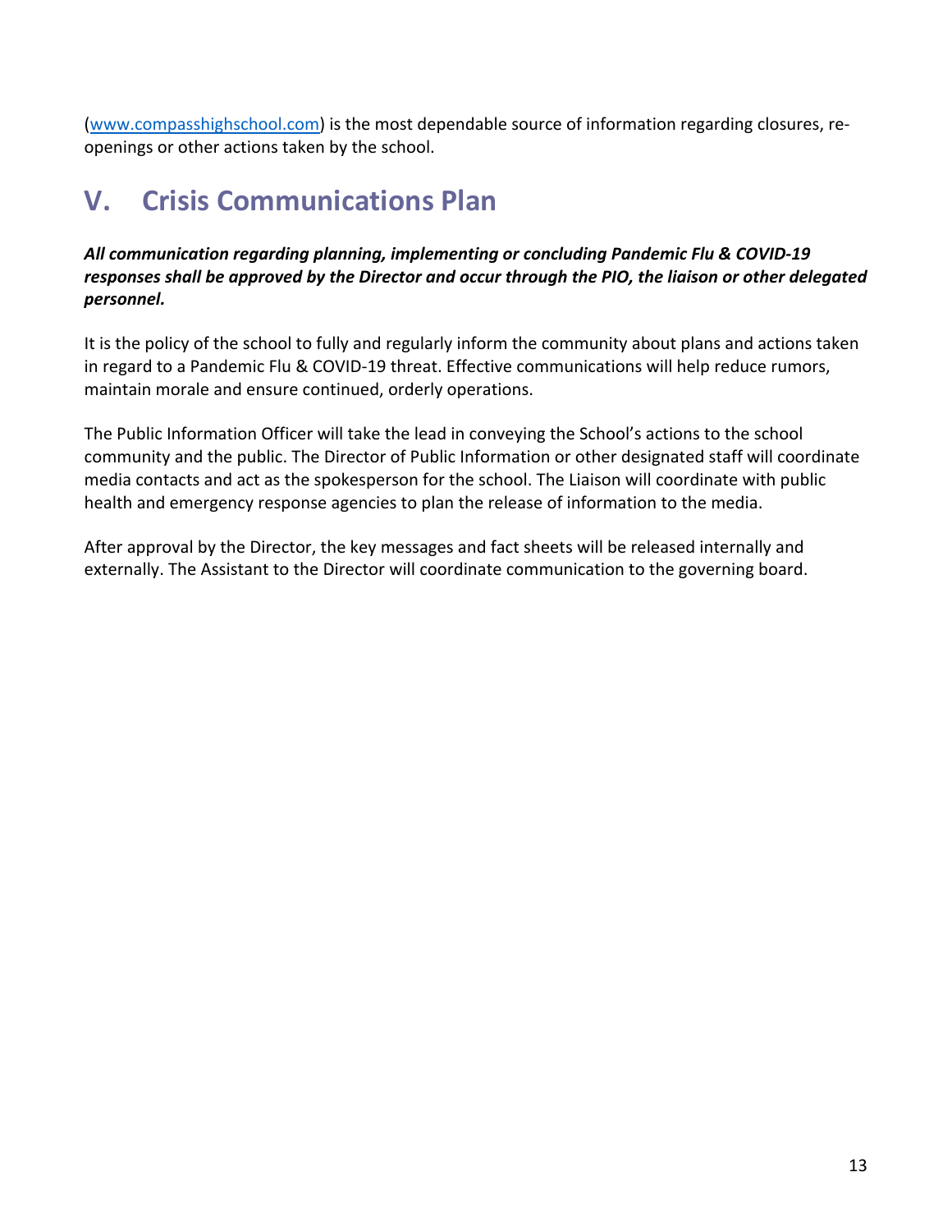([www.compasshighschool.com](www.compasshighschool.com)) is the most dependable source of information regarding closures, re-openings or other actions taken by the school.

## V. Crisis Communications Plan

***All communication regarding planning, implementing or concluding Pandemic Flu & COVID-19 responses shall be approved by the Director and occur through the PIO, the liaison or other delegated personnel.***

It is the policy of the school to fully and regularly inform the community about plans and actions taken in regard to a Pandemic Flu & COVID-19 threat. Effective communications will help reduce rumors, maintain morale and ensure continued, orderly operations.

The Public Information Officer will take the lead in conveying the School's actions to the school community and the public. The Director of Public Information or other designated staff will coordinate media contacts and act as the spokesperson for the school. The Liaison will coordinate with public health and emergency response agencies to plan the release of information to the media.

After approval by the Director, the key messages and fact sheets will be released internally and externally. The Assistant to the Director will coordinate communication to the governing board.